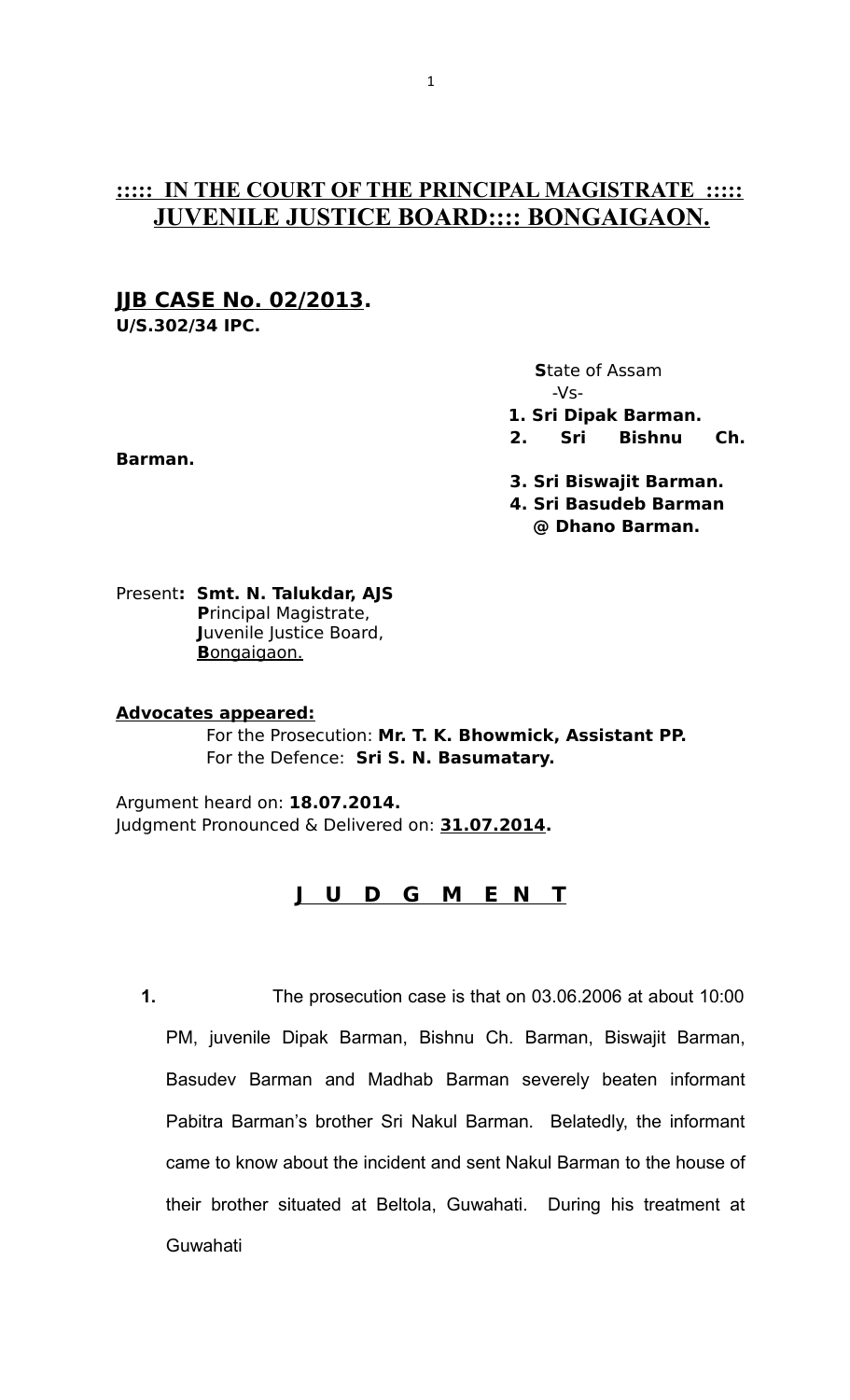## **::::: IN THE COURT OF THE PRINCIPAL MAGISTRATE ::::: JUVENILE JUSTICE BOARD:::: BONGAIGAON.**

**JJB CASE No. 02/2013.**
**U/S.302/34 IPC.**

State of Assam
-Vs-
1. **Sri Dipak Barman.**
2. **Sri Bishnu Ch. Barman.**
3. **Sri Biswajit Barman.**
4. **Sri Basudeb Barman @ Dhano Barman.**

Present**: Smt. N. Talukdar, AJS**
**P**rincipal Magistrate,
**J**uvenile Justice Board,
**B**ongaigaon.

**Advocates appeared:**

For the Prosecution: **Mr. T. K. Bhowmick, Assistant PP.**
For the Defence: **Sri S. N. Basumatary.**

Argument heard on: **18.07.2014.**
Judgment Pronounced & Delivered on: **31.07.2014.**

## **J U D G M E N T**

**1.** The prosecution case is that on 03.06.2006 at about 10:00 PM, juvenile Dipak Barman, Bishnu Ch. Barman, Biswajit Barman, Basudev Barman and Madhab Barman severely beaten informant Pabitra Barman's brother Sri Nakul Barman. Belatedly, the informant came to know about the incident and sent Nakul Barman to the house of their brother situated at Beltola, Guwahati. During his treatment at Guwahati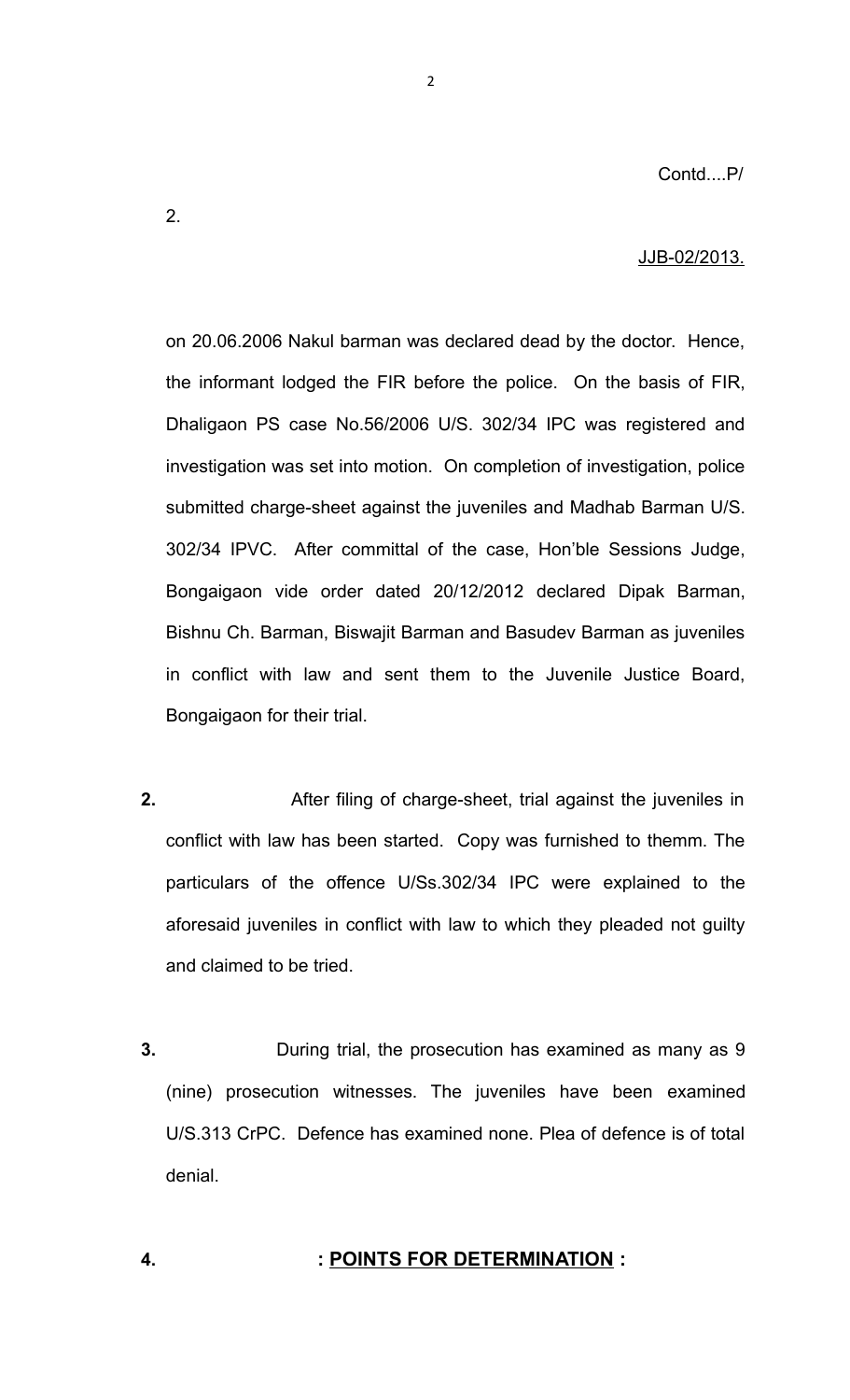on 20.06.2006 Nakul barman was declared dead by the doctor. Hence, the informant lodged the FIR before the police. On the basis of FIR, Dhaligaon PS case No.56/2006 U/S. 302/34 IPC was registered and investigation was set into motion. On completion of investigation, police submitted charge-sheet against the juveniles and Madhab Barman U/S. 302/34 IPVC. After committal of the case, Hon'ble Sessions Judge, Bongaigaon vide order dated 20/12/2012 declared Dipak Barman, Bishnu Ch. Barman, Biswajit Barman and Basudev Barman as juveniles in conflict with law and sent them to the Juvenile Justice Board, Bongaigaon for their trial.

**2.** After filing of charge-sheet, trial against the juveniles in conflict with law has been started. Copy was furnished to themm. The particulars of the offence U/Ss.302/34 IPC were explained to the aforesaid juveniles in conflict with law to which they pleaded not guilty and claimed to be tried.

**3.** During trial, the prosecution has examined as many as 9 (nine) prosecution witnesses. The juveniles have been examined U/S.313 CrPC. Defence has examined none. Plea of defence is of total denial.

**4.** **: <u>POINTS FOR DETERMINATION</u> :**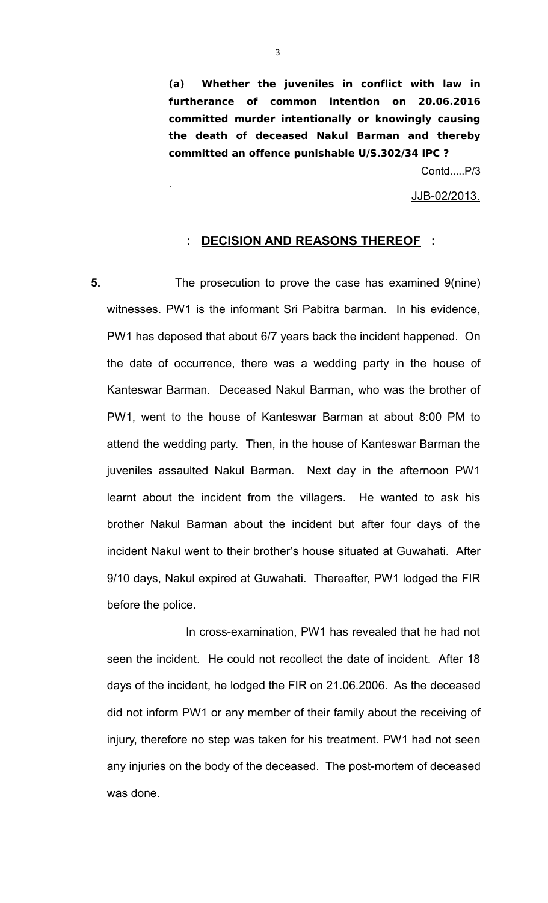**(a) Whether the juveniles in conflict with law in furtherance of common intention on 20.06.2016 committed murder intentionally or knowingly causing the death of deceased Nakul Barman and thereby committed an offence punishable U/S.302/34 IPC ?**

Contd.....P/3

JJB-02/2013.

## : DECISION AND REASONS THEREOF :

**5.** The prosecution to prove the case has examined 9(nine) witnesses. PW1 is the informant Sri Pabitra barman. In his evidence, PW1 has deposed that about 6/7 years back the incident happened. On the date of occurrence, there was a wedding party in the house of Kanteswar Barman. Deceased Nakul Barman, who was the brother of PW1, went to the house of Kanteswar Barman at about 8:00 PM to attend the wedding party. Then, in the house of Kanteswar Barman the juveniles assaulted Nakul Barman. Next day in the afternoon PW1 learnt about the incident from the villagers. He wanted to ask his brother Nakul Barman about the incident but after four days of the incident Nakul went to their brother's house situated at Guwahati. After 9/10 days, Nakul expired at Guwahati. Thereafter, PW1 lodged the FIR before the police.

In cross-examination, PW1 has revealed that he had not seen the incident. He could not recollect the date of incident. After 18 days of the incident, he lodged the FIR on 21.06.2006. As the deceased did not inform PW1 or any member of their family about the receiving of injury, therefore no step was taken for his treatment. PW1 had not seen any injuries on the body of the deceased. The post-mortem of deceased was done.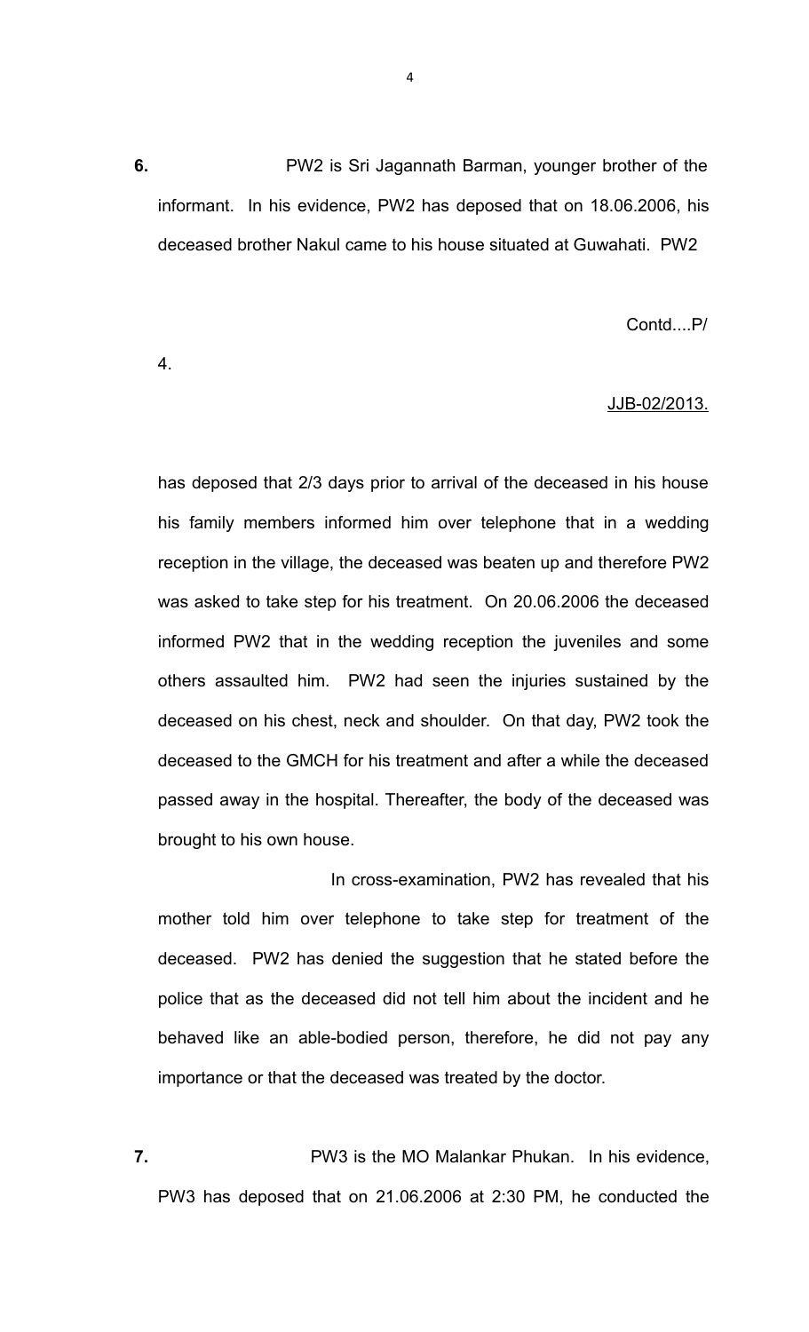**6.** PW2 is Sri Jagannath Barman, younger brother of the informant. In his evidence, PW2 has deposed that on 18.06.2006, his deceased brother Nakul came to his house situated at Guwahati. PW2 has deposed that 2/3 days prior to arrival of the deceased in his house his family members informed him over telephone that in a wedding reception in the village, the deceased was beaten up and therefore PW2 was asked to take step for his treatment. On 20.06.2006 the deceased informed PW2 that in the wedding reception the juveniles and some others assaulted him. PW2 had seen the injuries sustained by the deceased on his chest, neck and shoulder. On that day, PW2 took the deceased to the GMCH for his treatment and after a while the deceased passed away in the hospital. Thereafter, the body of the deceased was brought to his own house.

In cross-examination, PW2 has revealed that his mother told him over telephone to take step for treatment of the deceased. PW2 has denied the suggestion that he stated before the police that as the deceased did not tell him about the incident and he behaved like an able-bodied person, therefore, he did not pay any importance or that the deceased was treated by the doctor.

**7.** PW3 is the MO Malankar Phukan. In his evidence, PW3 has deposed that on 21.06.2006 at 2:30 PM, he conducted the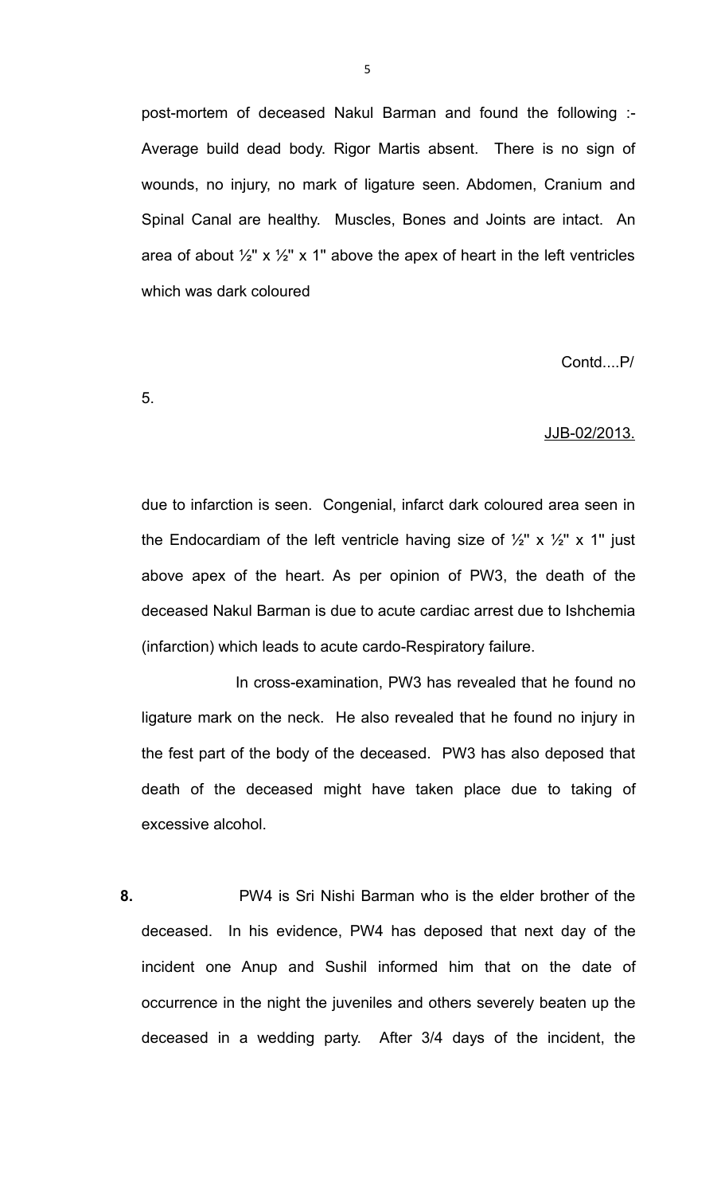post-mortem of deceased Nakul Barman and found the following :- Average build dead body. Rigor Martis absent. There is no sign of wounds, no injury, no mark of ligature seen. Abdomen, Cranium and Spinal Canal are healthy. Muscles, Bones and Joints are intact. An area of about ½" x ½" x 1" above the apex of heart in the left ventricles which was dark coloured

Contd....P/

5.

JJB-02/2013.

due to infarction is seen. Congenial, infarct dark coloured area seen in the Endocardiam of the left ventricle having size of ½" x ½" x 1" just above apex of the heart. As per opinion of PW3, the death of the deceased Nakul Barman is due to acute cardiac arrest due to Ishchemia (infarction) which leads to acute cardo-Respiratory failure.

In cross-examination, PW3 has revealed that he found no ligature mark on the neck. He also revealed that he found no injury in the fest part of the body of the deceased. PW3 has also deposed that death of the deceased might have taken place due to taking of excessive alcohol.

**8.** PW4 is Sri Nishi Barman who is the elder brother of the deceased. In his evidence, PW4 has deposed that next day of the incident one Anup and Sushil informed him that on the date of occurrence in the night the juveniles and others severely beaten up the deceased in a wedding party. After 3/4 days of the incident, the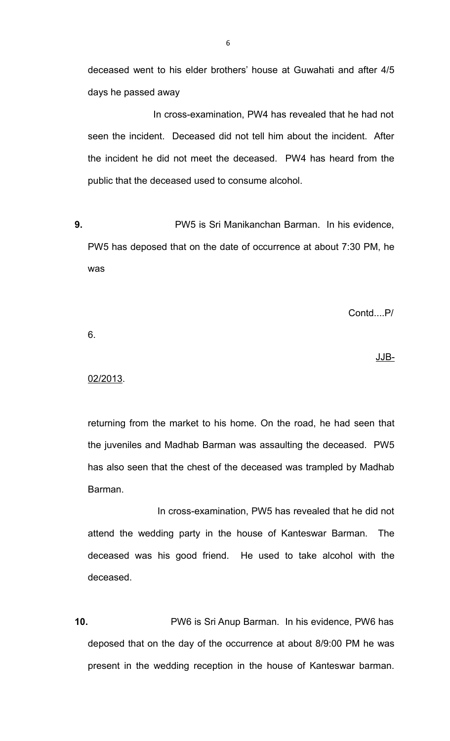deceased went to his elder brothers' house at Guwahati and after 4/5 days he passed away

In cross-examination, PW4 has revealed that he had not seen the incident. Deceased did not tell him about the incident. After the incident he did not meet the deceased. PW4 has heard from the public that the deceased used to consume alcohol.

**9.** PW5 is Sri Manikanchan Barman. In his evidence, PW5 has deposed that on the date of occurrence at about 7:30 PM, he was

Contd....P/

6.

JJB-

02/2013.

returning from the market to his home. On the road, he had seen that the juveniles and Madhab Barman was assaulting the deceased. PW5 has also seen that the chest of the deceased was trampled by Madhab Barman.

In cross-examination, PW5 has revealed that he did not attend the wedding party in the house of Kanteswar Barman. The deceased was his good friend. He used to take alcohol with the deceased.

**10.** PW6 is Sri Anup Barman. In his evidence, PW6 has deposed that on the day of the occurrence at about 8/9:00 PM he was present in the wedding reception in the house of Kanteswar barman.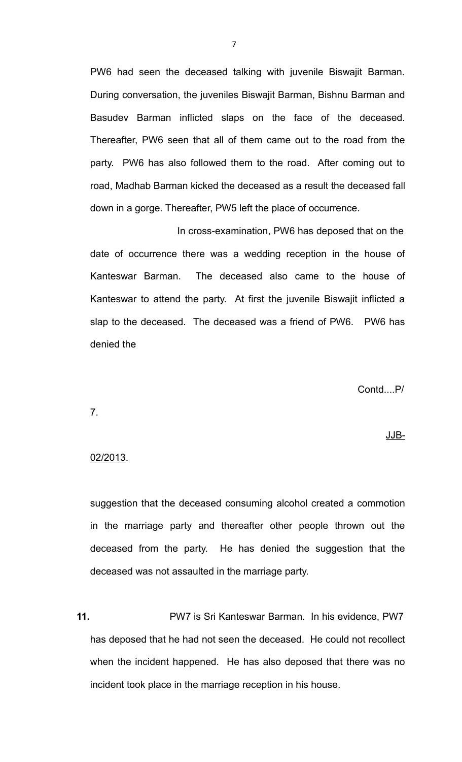PW6 had seen the deceased talking with juvenile Biswajit Barman. During conversation, the juveniles Biswajit Barman, Bishnu Barman and Basudev Barman inflicted slaps on the face of the deceased. Thereafter, PW6 seen that all of them came out to the road from the party. PW6 has also followed them to the road. After coming out to road, Madhab Barman kicked the deceased as a result the deceased fall down in a gorge. Thereafter, PW5 left the place of occurrence.

In cross-examination, PW6 has deposed that on the date of occurrence there was a wedding reception in the house of Kanteswar Barman. The deceased also came to the house of Kanteswar to attend the party. At first the juvenile Biswajit inflicted a slap to the deceased. The deceased was a friend of PW6. PW6 has denied the suggestion that the deceased consuming alcohol created a commotion in the marriage party and thereafter other people thrown out the deceased from the party. He has denied the suggestion that the deceased was not assaulted in the marriage party.

**11.** PW7 is Sri Kanteswar Barman. In his evidence, PW7 has deposed that he had not seen the deceased. He could not recollect when the incident happened. He has also deposed that there was no incident took place in the marriage reception in his house.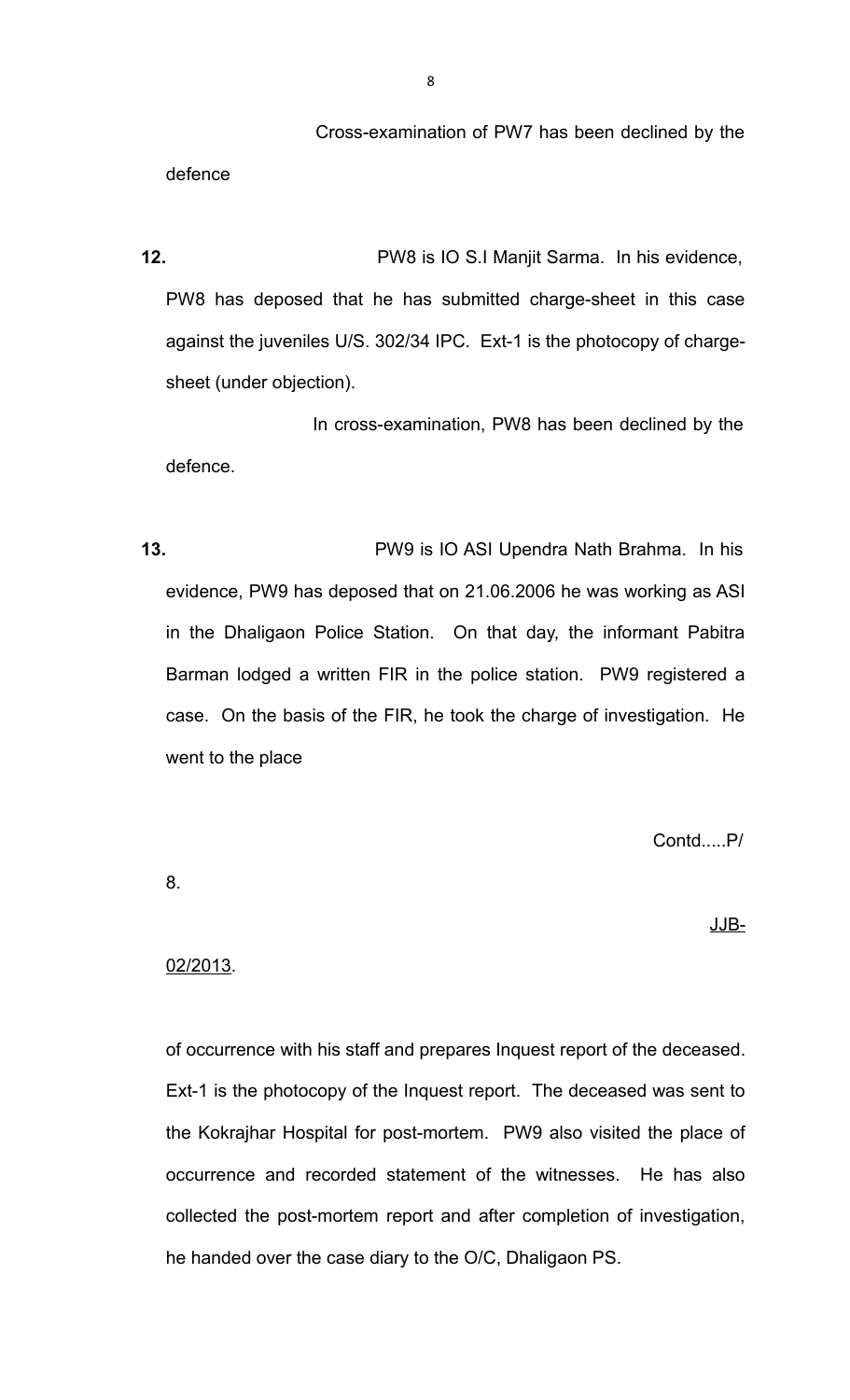Cross-examination of PW7 has been declined by the defence

**12.** PW8 is IO S.I Manjit Sarma. In his evidence, PW8 has deposed that he has submitted charge-sheet in this case against the juveniles U/S. 302/34 IPC. Ext-1 is the photocopy of charge-sheet (under objection).

In cross-examination, PW8 has been declined by the defence.

**13.** PW9 is IO ASI Upendra Nath Brahma. In his evidence, PW9 has deposed that on 21.06.2006 he was working as ASI in the Dhaligaon Police Station. On that day, the informant Pabitra Barman lodged a written FIR in the police station. PW9 registered a case. On the basis of the FIR, he took the charge of investigation. He went to the place

Contd.....P/

8.

JJB-

02/2013.

of occurrence with his staff and prepares Inquest report of the deceased. Ext-1 is the photocopy of the Inquest report. The deceased was sent to the Kokrajhar Hospital for post-mortem. PW9 also visited the place of occurrence and recorded statement of the witnesses. He has also collected the post-mortem report and after completion of investigation, he handed over the case diary to the O/C, Dhaligaon PS.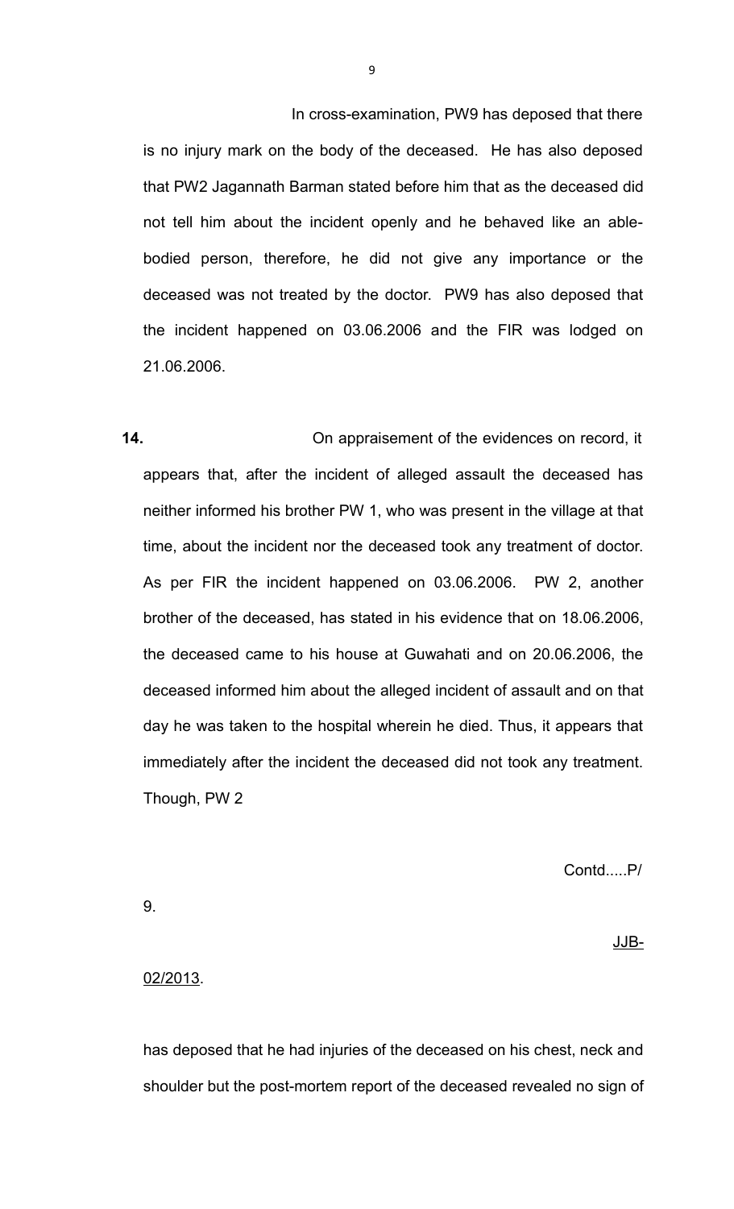In cross-examination, PW9 has deposed that there is no injury mark on the body of the deceased. He has also deposed that PW2 Jagannath Barman stated before him that as the deceased did not tell him about the incident openly and he behaved like an able-bodied person, therefore, he did not give any importance or the deceased was not treated by the doctor. PW9 has also deposed that the incident happened on 03.06.2006 and the FIR was lodged on 21.06.2006.

**14.** On appraisement of the evidences on record, it appears that, after the incident of alleged assault the deceased has neither informed his brother PW 1, who was present in the village at that time, about the incident nor the deceased took any treatment of doctor. As per FIR the incident happened on 03.06.2006. PW 2, another brother of the deceased, has stated in his evidence that on 18.06.2006, the deceased came to his house at Guwahati and on 20.06.2006, the deceased informed him about the alleged incident of assault and on that day he was taken to the hospital wherein he died. Thus, it appears that immediately after the incident the deceased did not took any treatment. Though, PW 2 has deposed that he had injuries of the deceased on his chest, neck and shoulder but the post-mortem report of the deceased revealed no sign of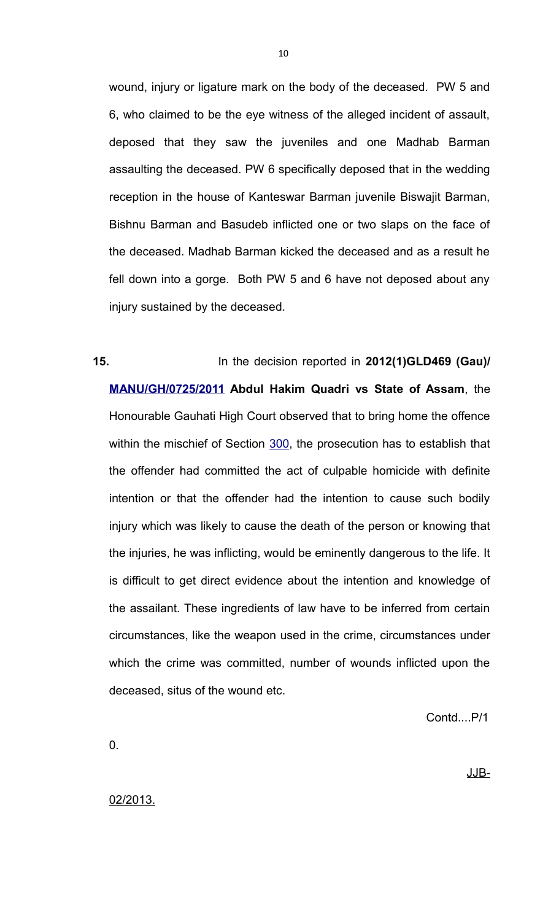wound, injury or ligature mark on the body of the deceased. PW 5 and 6, who claimed to be the eye witness of the alleged incident of assault, deposed that they saw the juveniles and one Madhab Barman assaulting the deceased. PW 6 specifically deposed that in the wedding reception in the house of Kanteswar Barman juvenile Biswajit Barman, Bishnu Barman and Basudeb inflicted one or two slaps on the face of the deceased. Madhab Barman kicked the deceased and as a result he fell down into a gorge. Both PW 5 and 6 have not deposed about any injury sustained by the deceased.

**15.** In the decision reported in **2012(1)GLD469 (Gau)/ MANU/GH/0725/2011 Abdul Hakim Quadri vs State of Assam**, the Honourable Gauhati High Court observed that to bring home the offence within the mischief of Section 300, the prosecution has to establish that the offender had committed the act of culpable homicide with definite intention or that the offender had the intention to cause such bodily injury which was likely to cause the death of the person or knowing that the injuries, he was inflicting, would be eminently dangerous to the life. It is difficult to get direct evidence about the intention and knowledge of the assailant. These ingredients of law have to be inferred from certain circumstances, like the weapon used in the crime, circumstances under which the crime was committed, number of wounds inflicted upon the deceased, situs of the wound etc.

Contd....P/10.

JJB-02/2013.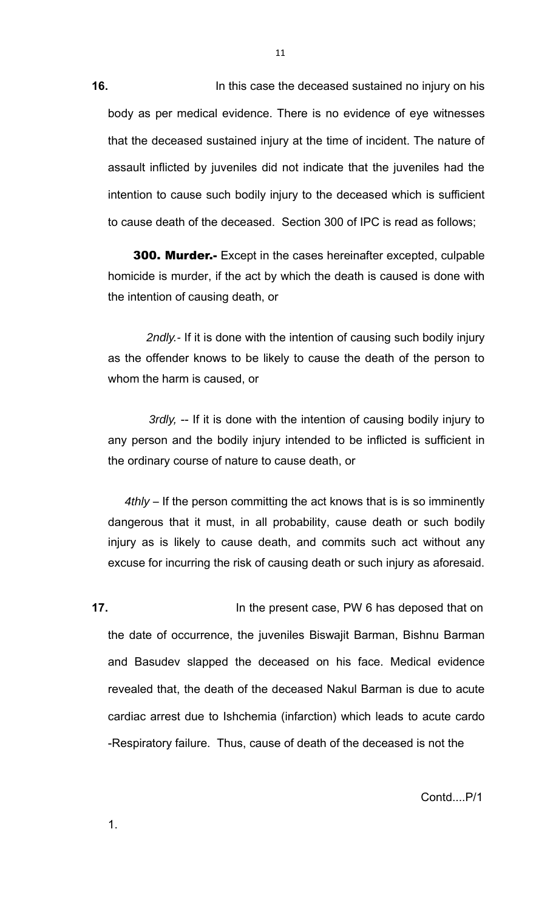**16.** In this case the deceased sustained no injury on his body as per medical evidence. There is no evidence of eye witnesses that the deceased sustained injury at the time of incident. The nature of assault inflicted by juveniles did not indicate that the juveniles had the intention to cause such bodily injury to the deceased which is sufficient to cause death of the deceased. Section 300 of IPC is read as follows;

**300. Murder.-** Except in the cases hereinafter excepted, culpable homicide is murder, if the act by which the death is caused is done with the intention of causing death, or

*2ndly.-* If it is done with the intention of causing such bodily injury as the offender knows to be likely to cause the death of the person to whom the harm is caused, or

*3rdly,* -- If it is done with the intention of causing bodily injury to any person and the bodily injury intended to be inflicted is sufficient in the ordinary course of nature to cause death, or

*4thly* – If the person committing the act knows that is is so imminently dangerous that it must, in all probability, cause death or such bodily injury as is likely to cause death, and commits such act without any excuse for incurring the risk of causing death or such injury as aforesaid.

**17.** In the present case, PW 6 has deposed that on the date of occurrence, the juveniles Biswajit Barman, Bishnu Barman and Basudev slapped the deceased on his face. Medical evidence revealed that, the death of the deceased Nakul Barman is due to acute cardiac arrest due to Ishchemia (infarction) which leads to acute cardo -Respiratory failure. Thus, cause of death of the deceased is not the

Contd....P/1

1.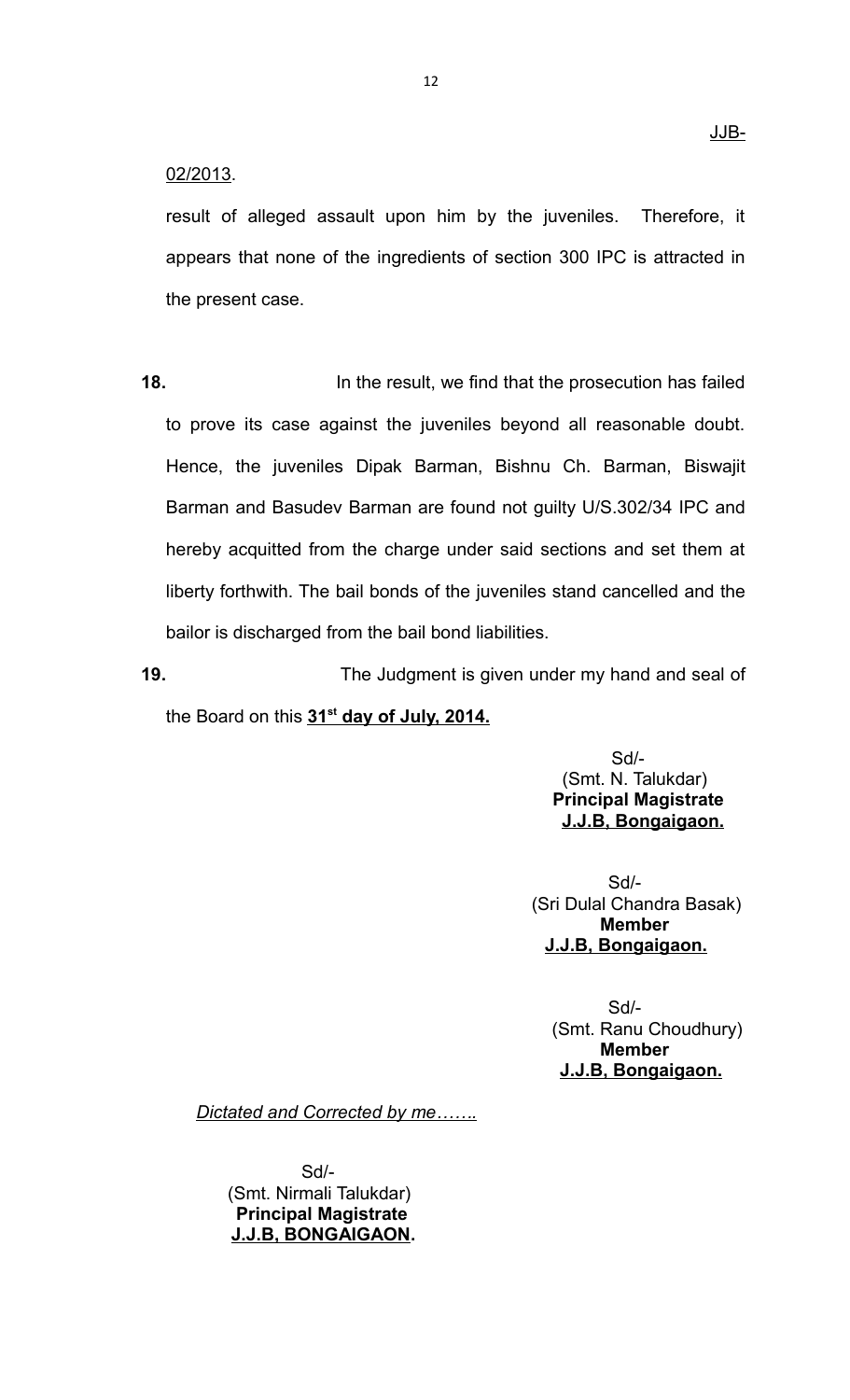result of alleged assault upon him by the juveniles. Therefore, it appears that none of the ingredients of section 300 IPC is attracted in the present case.

**18.** In the result, we find that the prosecution has failed to prove its case against the juveniles beyond all reasonable doubt. Hence, the juveniles Dipak Barman, Bishnu Ch. Barman, Biswajit Barman and Basudev Barman are found not guilty U/S.302/34 IPC and hereby acquitted from the charge under said sections and set them at liberty forthwith. The bail bonds of the juveniles stand cancelled and the bailor is discharged from the bail bond liabilities.

**19.** The Judgment is given under my hand and seal of the Board on this **31st day of July, 2014.**

Sd/-
(Smt. N. Talukdar)
**Principal Magistrate**
**J.J.B, Bongaigaon.**

Sd/-
(Sri Dulal Chandra Basak)
**Member**
**J.J.B, Bongaigaon.**

Sd/-
(Smt. Ranu Choudhury)
**Member**
**J.J.B, Bongaigaon.**

*Dictated and Corrected by me…….*

Sd/-
(Smt. Nirmali Talukdar)
**Principal Magistrate**
**J.J.B, BONGAIGAON.**